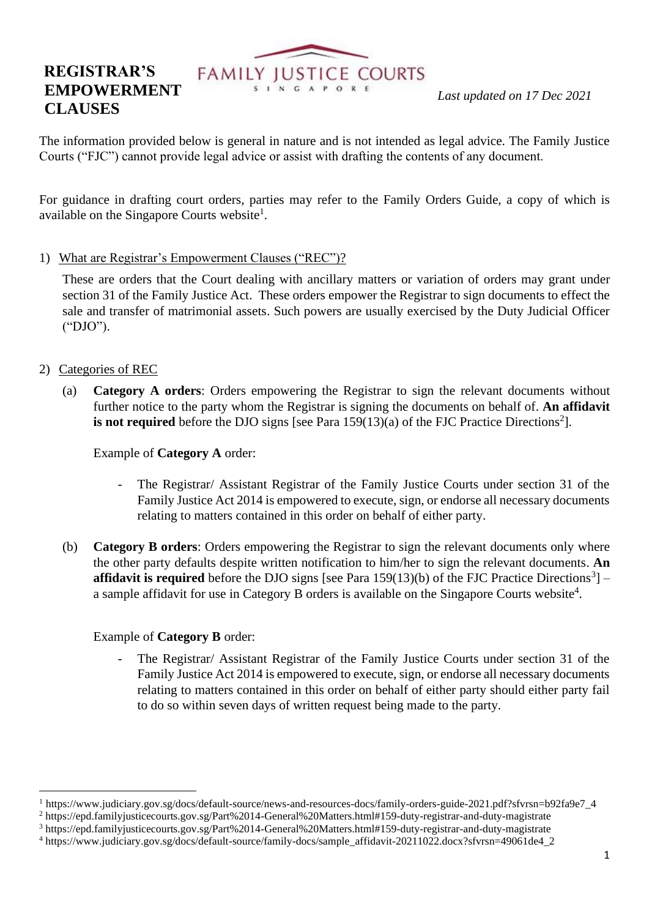# REGISTRAR'S EMPOWERMENT CLAUSES

FAMILY JUSTICE COURTS SINGAPORE

*Last updated on 17 Dec 2021*

The information provided below is general in nature and is not intended as legal advice. The Family Justice Courts ("FJC") cannot provide legal advice or assist with drafting the contents of any document.

For guidance in drafting court orders, parties may refer to the Family Orders Guide, a copy of which is available on the Singapore Courts website[1].

1) What are Registrar's Empowerment Clauses ("REC")?

   These are orders that the Court dealing with ancillary matters or variation of orders may grant under section 31 of the Family Justice Act. These orders empower the Registrar to sign documents to effect the sale and transfer of matrimonial assets. Such powers are usually exercised by the Duty Judicial Officer ("DJO").

2) Categories of REC

   (a) **Category A orders**: Orders empowering the Registrar to sign the relevant documents without further notice to the party whom the Registrar is signing the documents on behalf of. **An affidavit is not required** before the DJO signs [see Para 159(13)(a) of the FJC Practice Directions[2]].

   Example of **Category A** order:

   - The Registrar/ Assistant Registrar of the Family Justice Courts under section 31 of the Family Justice Act 2014 is empowered to execute, sign, or endorse all necessary documents relating to matters contained in this order on behalf of either party.

   (b) **Category B orders**: Orders empowering the Registrar to sign the relevant documents only where the other party defaults despite written notification to him/her to sign the relevant documents. **An affidavit is required** before the DJO signs [see Para 159(13)(b) of the FJC Practice Directions[3]] – a sample affidavit for use in Category B orders is available on the Singapore Courts website[4].

   Example of **Category B** order:

   - The Registrar/ Assistant Registrar of the Family Justice Courts under section 31 of the Family Justice Act 2014 is empowered to execute, sign, or endorse all necessary documents relating to matters contained in this order on behalf of either party should either party fail to do so within seven days of written request being made to the party.

---

[1] https://www.judiciary.gov.sg/docs/default-source/news-and-resources-docs/family-orders-guide-2021.pdf?sfvrsn=b92fa9e7_4

[2] https://epd.familyjusticecourts.gov.sg/Part%2014-General%20Matters.html#159-duty-registrar-and-duty-magistrate

[3] https://epd.familyjusticecourts.gov.sg/Part%2014-General%20Matters.html#159-duty-registrar-and-duty-magistrate

[4] https://www.judiciary.gov.sg/docs/default-source/family-docs/sample_affidavit-20211022.docx?sfvrsn=49061de4_2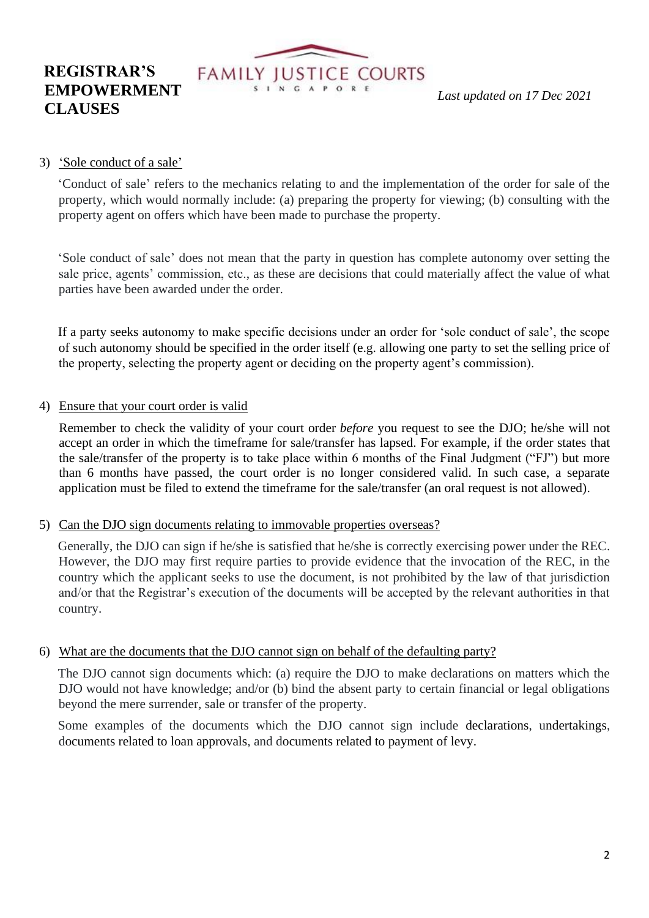3) 'Sole conduct of a sale'

'Conduct of sale' refers to the mechanics relating to and the implementation of the order for sale of the property, which would normally include: (a) preparing the property for viewing; (b) consulting with the property agent on offers which have been made to purchase the property.

'Sole conduct of sale' does not mean that the party in question has complete autonomy over setting the sale price, agents' commission, etc., as these are decisions that could materially affect the value of what parties have been awarded under the order.

If a party seeks autonomy to make specific decisions under an order for 'sole conduct of sale', the scope of such autonomy should be specified in the order itself (e.g. allowing one party to set the selling price of the property, selecting the property agent or deciding on the property agent's commission).

4) Ensure that your court order is valid

Remember to check the validity of your court order *before* you request to see the DJO; he/she will not accept an order in which the timeframe for sale/transfer has lapsed. For example, if the order states that the sale/transfer of the property is to take place within 6 months of the Final Judgment ("FJ") but more than 6 months have passed, the court order is no longer considered valid. In such case, a separate application must be filed to extend the timeframe for the sale/transfer (an oral request is not allowed).

5) Can the DJO sign documents relating to immovable properties overseas?

Generally, the DJO can sign if he/she is satisfied that he/she is correctly exercising power under the REC. However, the DJO may first require parties to provide evidence that the invocation of the REC, in the country which the applicant seeks to use the document, is not prohibited by the law of that jurisdiction and/or that the Registrar's execution of the documents will be accepted by the relevant authorities in that country.

6) What are the documents that the DJO cannot sign on behalf of the defaulting party?

The DJO cannot sign documents which: (a) require the DJO to make declarations on matters which the DJO would not have knowledge; and/or (b) bind the absent party to certain financial or legal obligations beyond the mere surrender, sale or transfer of the property.

Some examples of the documents which the DJO cannot sign include declarations, undertakings, documents related to loan approvals, and documents related to payment of levy.